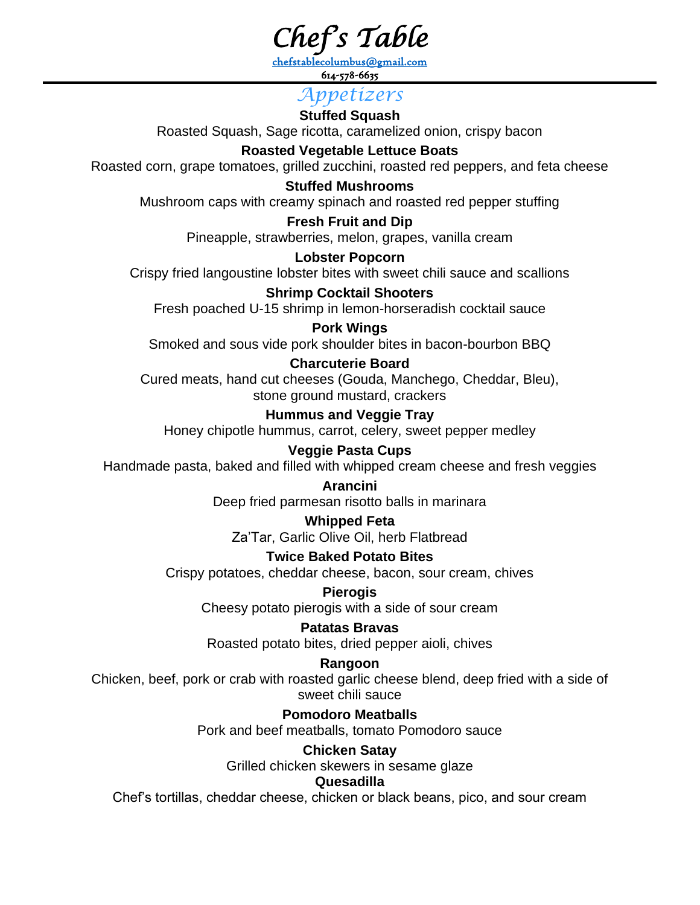# Chef's Table

chefstablecolumbus@gmail.com

614-578-6635

---

## Appetizers

**Stuffed Squash**
Roasted Squash, Sage ricotta, caramelized onion, crispy bacon

**Roasted Vegetable Lettuce Boats**
Roasted corn, grape tomatoes, grilled zucchini, roasted red peppers, and feta cheese

**Stuffed Mushrooms**
Mushroom caps with creamy spinach and roasted red pepper stuffing

**Fresh Fruit and Dip**
Pineapple, strawberries, melon, grapes, vanilla cream

**Lobster Popcorn**
Crispy fried langoustine lobster bites with sweet chili sauce and scallions

**Shrimp Cocktail Shooters**
Fresh poached U-15 shrimp in lemon-horseradish cocktail sauce

**Pork Wings**
Smoked and sous vide pork shoulder bites in bacon-bourbon BBQ

**Charcuterie Board**
Cured meats, hand cut cheeses (Gouda, Manchego, Cheddar, Bleu), stone ground mustard, crackers

**Hummus and Veggie Tray**
Honey chipotle hummus, carrot, celery, sweet pepper medley

**Veggie Pasta Cups**
Handmade pasta, baked and filled with whipped cream cheese and fresh veggies

**Arancini**
Deep fried parmesan risotto balls in marinara

**Whipped Feta**
Za'Tar, Garlic Olive Oil, herb Flatbread

**Twice Baked Potato Bites**
Crispy potatoes, cheddar cheese, bacon, sour cream, chives

**Pierogis**
Cheesy potato pierogis with a side of sour cream

**Patatas Bravas**
Roasted potato bites, dried pepper aioli, chives

**Rangoon**
Chicken, beef, pork or crab with roasted garlic cheese blend, deep fried with a side of sweet chili sauce

**Pomodoro Meatballs**
Pork and beef meatballs, tomato Pomodoro sauce

**Chicken Satay**
Grilled chicken skewers in sesame glaze

**Quesadilla**
Chef's tortillas, cheddar cheese, chicken or black beans, pico, and sour cream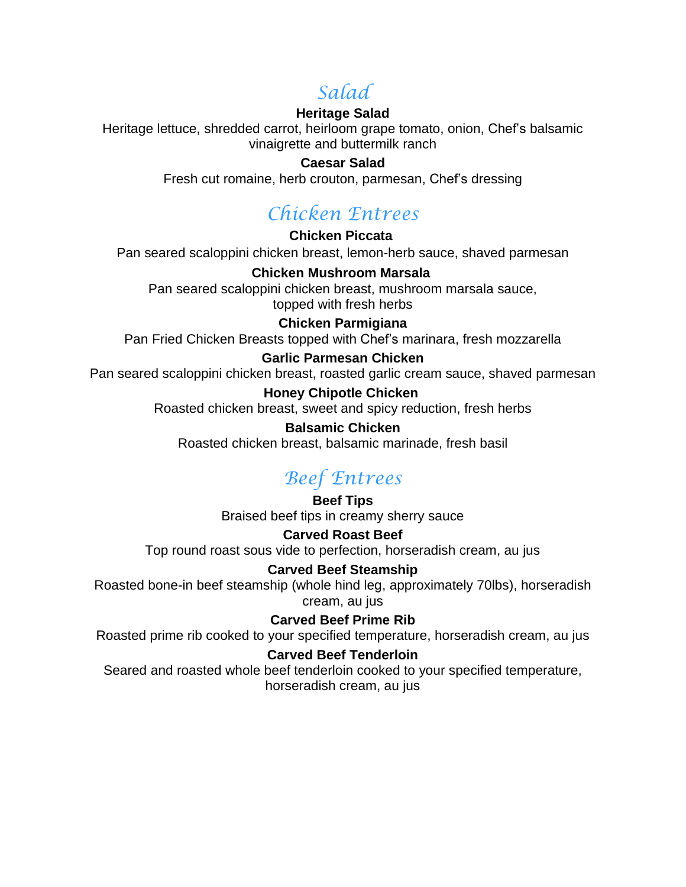## *Salad*

**Heritage Salad**

Heritage lettuce, shredded carrot, heirloom grape tomato, onion, Chef's balsamic vinaigrette and buttermilk ranch

**Caesar Salad**

Fresh cut romaine, herb crouton, parmesan, Chef's dressing

## *Chicken Entrees*

**Chicken Piccata**

Pan seared scaloppini chicken breast, lemon-herb sauce, shaved parmesan

**Chicken Mushroom Marsala**

Pan seared scaloppini chicken breast, mushroom marsala sauce, topped with fresh herbs

**Chicken Parmigiana**

Pan Fried Chicken Breasts topped with Chef's marinara, fresh mozzarella

**Garlic Parmesan Chicken**

Pan seared scaloppini chicken breast, roasted garlic cream sauce, shaved parmesan

**Honey Chipotle Chicken**

Roasted chicken breast, sweet and spicy reduction, fresh herbs

**Balsamic Chicken**

Roasted chicken breast, balsamic marinade, fresh basil

## *Beef Entrees*

**Beef Tips**

Braised beef tips in creamy sherry sauce

**Carved Roast Beef**

Top round roast sous vide to perfection, horseradish cream, au jus

**Carved Beef Steamship**

Roasted bone-in beef steamship (whole hind leg, approximately 70lbs), horseradish cream, au jus

**Carved Beef Prime Rib**

Roasted prime rib cooked to your specified temperature, horseradish cream, au jus

**Carved Beef Tenderloin**

Seared and roasted whole beef tenderloin cooked to your specified temperature, horseradish cream, au jus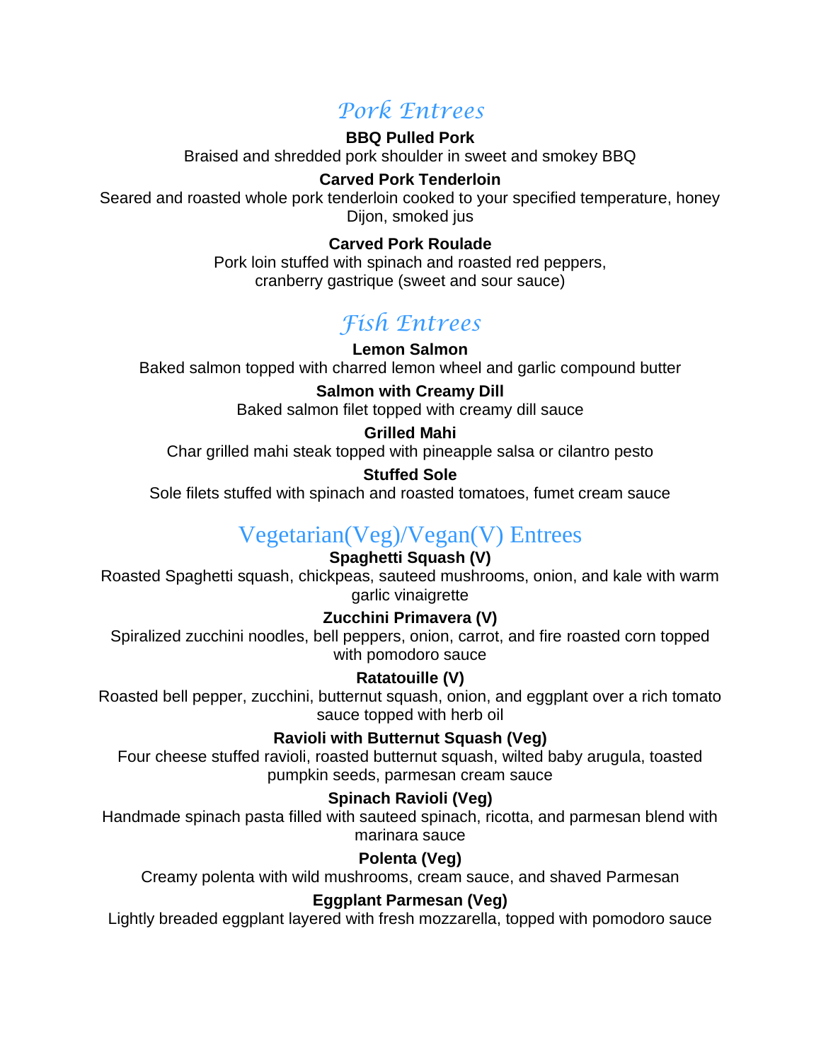## *Pork Entrees*

**BBQ Pulled Pork**

Braised and shredded pork shoulder in sweet and smokey BBQ

**Carved Pork Tenderloin**

Seared and roasted whole pork tenderloin cooked to your specified temperature, honey Dijon, smoked jus

**Carved Pork Roulade**

Pork loin stuffed with spinach and roasted red peppers, cranberry gastrique (sweet and sour sauce)

## *Fish Entrees*

**Lemon Salmon**

Baked salmon topped with charred lemon wheel and garlic compound butter

**Salmon with Creamy Dill**

Baked salmon filet topped with creamy dill sauce

**Grilled Mahi**

Char grilled mahi steak topped with pineapple salsa or cilantro pesto

**Stuffed Sole**

Sole filets stuffed with spinach and roasted tomatoes, fumet cream sauce

## Vegetarian(Veg)/Vegan(V) Entrees

**Spaghetti Squash (V)**

Roasted Spaghetti squash, chickpeas, sauteed mushrooms, onion, and kale with warm garlic vinaigrette

**Zucchini Primavera (V)**

Spiralized zucchini noodles, bell peppers, onion, carrot, and fire roasted corn topped with pomodoro sauce

**Ratatouille (V)**

Roasted bell pepper, zucchini, butternut squash, onion, and eggplant over a rich tomato sauce topped with herb oil

**Ravioli with Butternut Squash (Veg)**

Four cheese stuffed ravioli, roasted butternut squash, wilted baby arugula, toasted pumpkin seeds, parmesan cream sauce

**Spinach Ravioli (Veg)**

Handmade spinach pasta filled with sauteed spinach, ricotta, and parmesan blend with marinara sauce

**Polenta (Veg)**

Creamy polenta with wild mushrooms, cream sauce, and shaved Parmesan

**Eggplant Parmesan (Veg)**

Lightly breaded eggplant layered with fresh mozzarella, topped with pomodoro sauce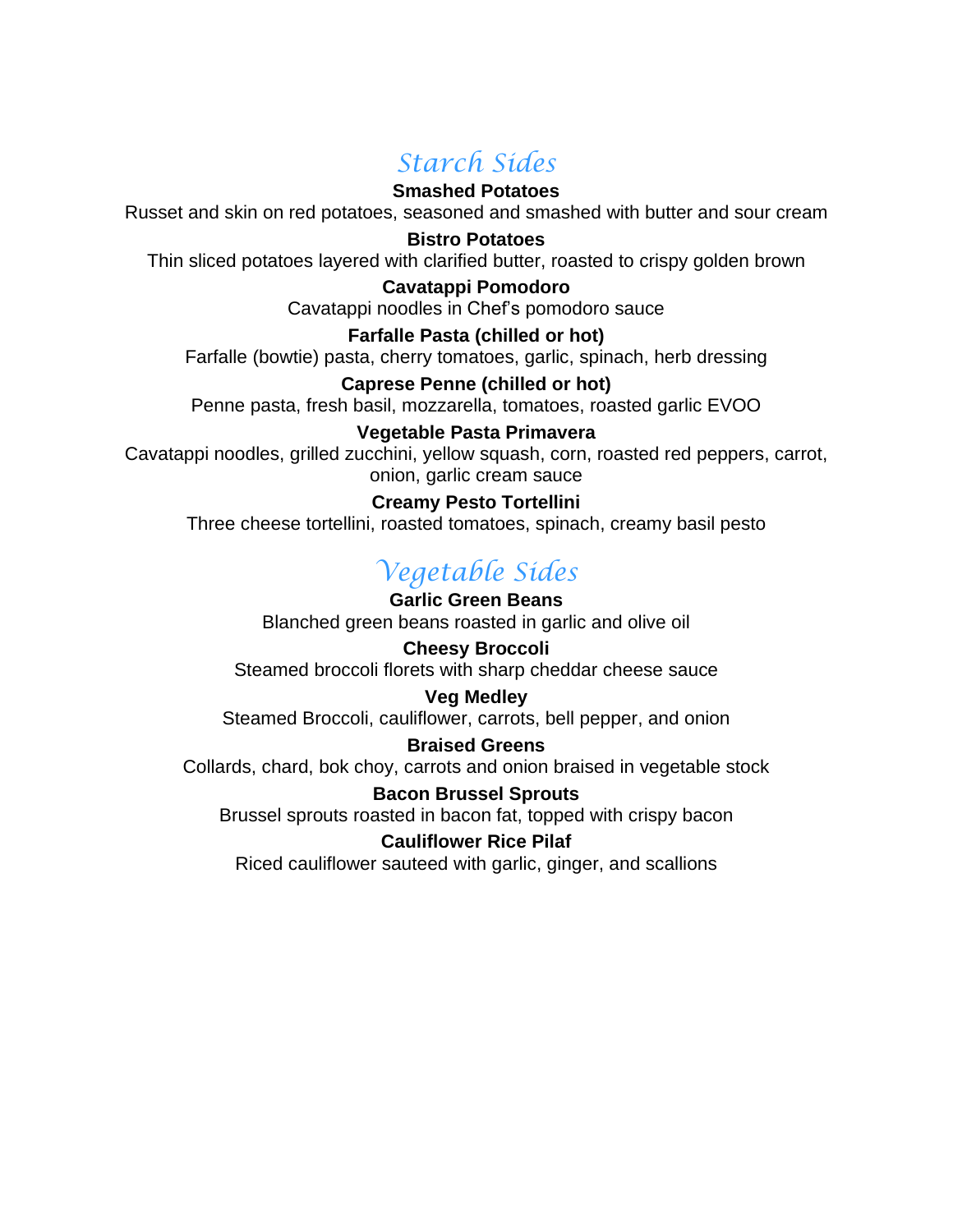## *Starch Sides*

**Smashed Potatoes**

Russet and skin on red potatoes, seasoned and smashed with butter and sour cream

**Bistro Potatoes**

Thin sliced potatoes layered with clarified butter, roasted to crispy golden brown

**Cavatappi Pomodoro**

Cavatappi noodles in Chef's pomodoro sauce

**Farfalle Pasta (chilled or hot)**

Farfalle (bowtie) pasta, cherry tomatoes, garlic, spinach, herb dressing

**Caprese Penne (chilled or hot)**

Penne pasta, fresh basil, mozzarella, tomatoes, roasted garlic EVOO

**Vegetable Pasta Primavera**

Cavatappi noodles, grilled zucchini, yellow squash, corn, roasted red peppers, carrot, onion, garlic cream sauce

**Creamy Pesto Tortellini**

Three cheese tortellini, roasted tomatoes, spinach, creamy basil pesto

## *Vegetable Sides*

**Garlic Green Beans**

Blanched green beans roasted in garlic and olive oil

**Cheesy Broccoli**

Steamed broccoli florets with sharp cheddar cheese sauce

**Veg Medley**

Steamed Broccoli, cauliflower, carrots, bell pepper, and onion

**Braised Greens**

Collards, chard, bok choy, carrots and onion braised in vegetable stock

**Bacon Brussel Sprouts**

Brussel sprouts roasted in bacon fat, topped with crispy bacon

**Cauliflower Rice Pilaf**

Riced cauliflower sauteed with garlic, ginger, and scallions